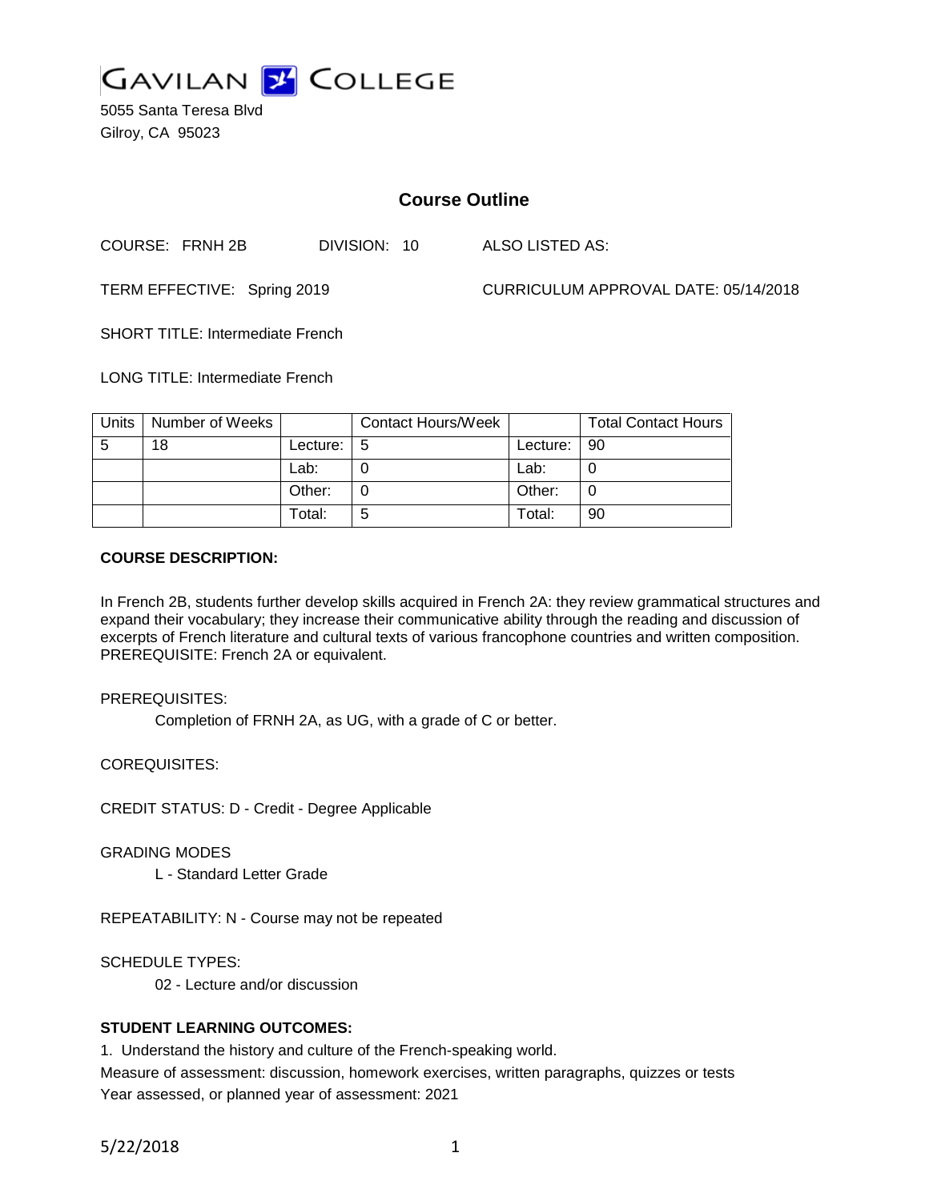# GAVILAN COLLEGE

5055 Santa Teresa Blvd
Gilroy, CA 95023

## Course Outline

COURSE: FRNH 2B DIVISION: 10 ALSO LISTED AS:

TERM EFFECTIVE: Spring 2019 CURRICULUM APPROVAL DATE: 05/14/2018

SHORT TITLE: Intermediate French

LONG TITLE: Intermediate French

| Units | Number of Weeks | | Contact Hours/Week | | Total Contact Hours |
|---|---|---|---|---|---|
| 5 | 18 | Lecture: | 5 | Lecture: | 90 |
| | | Lab: | 0 | Lab: | 0 |
| | | Other: | 0 | Other: | 0 |
| | | Total: | 5 | Total: | 90 |

**COURSE DESCRIPTION:**

In French 2B, students further develop skills acquired in French 2A: they review grammatical structures and expand their vocabulary; they increase their communicative ability through the reading and discussion of excerpts of French literature and cultural texts of various francophone countries and written composition. PREREQUISITE: French 2A or equivalent.

PREREQUISITES:

Completion of FRNH 2A, as UG, with a grade of C or better.

COREQUISITES:

CREDIT STATUS: D - Credit - Degree Applicable

GRADING MODES

L - Standard Letter Grade

REPEATABILITY: N - Course may not be repeated

SCHEDULE TYPES:

02 - Lecture and/or discussion

**STUDENT LEARNING OUTCOMES:**

1. Understand the history and culture of the French-speaking world.
Measure of assessment: discussion, homework exercises, written paragraphs, quizzes or tests
Year assessed, or planned year of assessment: 2021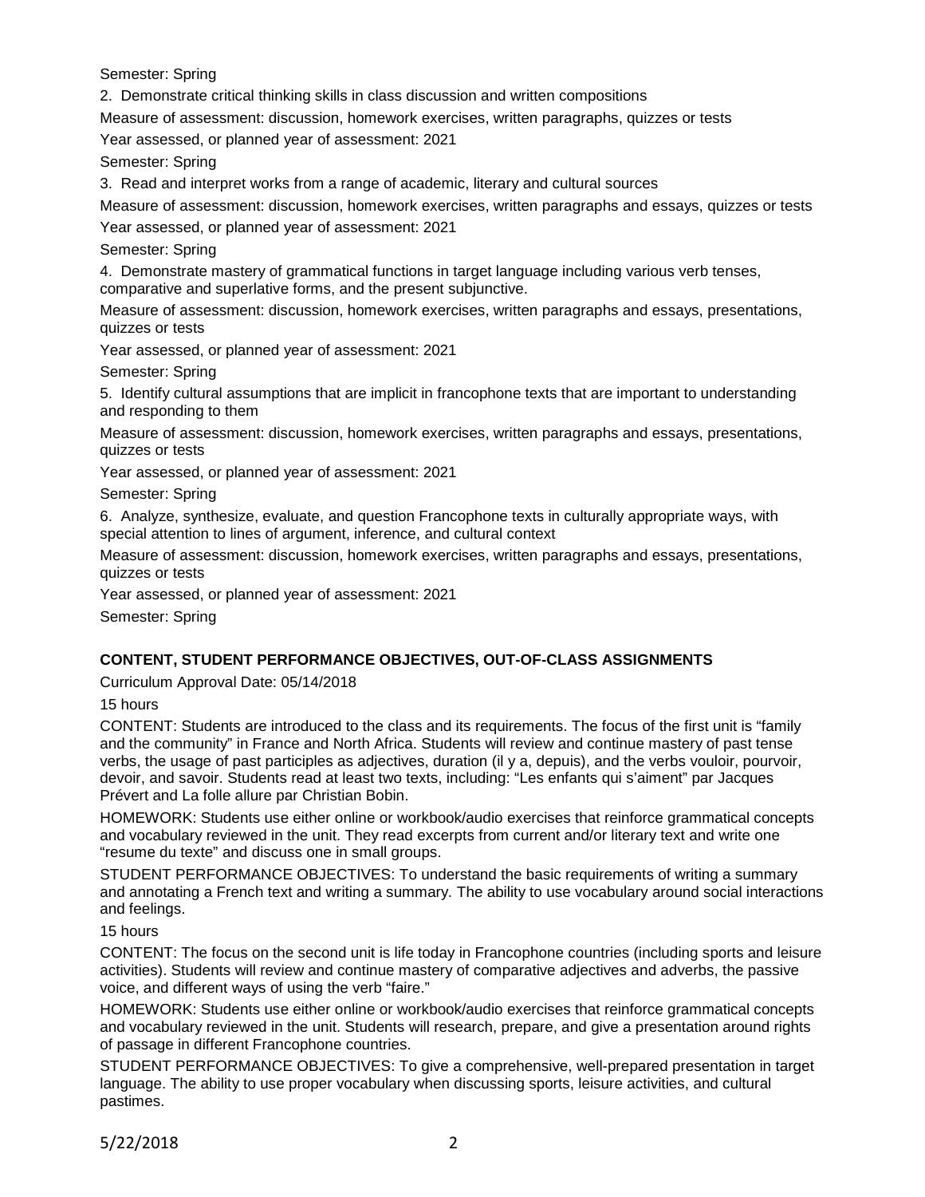Semester: Spring

2. Demonstrate critical thinking skills in class discussion and written compositions

Measure of assessment: discussion, homework exercises, written paragraphs, quizzes or tests

Year assessed, or planned year of assessment: 2021

Semester: Spring

3. Read and interpret works from a range of academic, literary and cultural sources

Measure of assessment: discussion, homework exercises, written paragraphs and essays, quizzes or tests

Year assessed, or planned year of assessment: 2021

Semester: Spring

4. Demonstrate mastery of grammatical functions in target language including various verb tenses, comparative and superlative forms, and the present subjunctive.

Measure of assessment: discussion, homework exercises, written paragraphs and essays, presentations, quizzes or tests

Year assessed, or planned year of assessment: 2021

Semester: Spring

5. Identify cultural assumptions that are implicit in francophone texts that are important to understanding and responding to them

Measure of assessment: discussion, homework exercises, written paragraphs and essays, presentations, quizzes or tests

Year assessed, or planned year of assessment: 2021

Semester: Spring

6. Analyze, synthesize, evaluate, and question Francophone texts in culturally appropriate ways, with special attention to lines of argument, inference, and cultural context

Measure of assessment: discussion, homework exercises, written paragraphs and essays, presentations, quizzes or tests

Year assessed, or planned year of assessment: 2021

Semester: Spring

## CONTENT, STUDENT PERFORMANCE OBJECTIVES, OUT-OF-CLASS ASSIGNMENTS

Curriculum Approval Date: 05/14/2018

15 hours

CONTENT: Students are introduced to the class and its requirements. The focus of the first unit is "family and the community" in France and North Africa. Students will review and continue mastery of past tense verbs, the usage of past participles as adjectives, duration (il y a, depuis), and the verbs vouloir, pourvoir, devoir, and savoir. Students read at least two texts, including: "Les enfants qui s'aiment" par Jacques Prévert and La folle allure par Christian Bobin.

HOMEWORK: Students use either online or workbook/audio exercises that reinforce grammatical concepts and vocabulary reviewed in the unit. They read excerpts from current and/or literary text and write one "resume du texte" and discuss one in small groups.

STUDENT PERFORMANCE OBJECTIVES: To understand the basic requirements of writing a summary and annotating a French text and writing a summary. The ability to use vocabulary around social interactions and feelings.

15 hours

CONTENT: The focus on the second unit is life today in Francophone countries (including sports and leisure activities). Students will review and continue mastery of comparative adjectives and adverbs, the passive voice, and different ways of using the verb "faire."

HOMEWORK: Students use either online or workbook/audio exercises that reinforce grammatical concepts and vocabulary reviewed in the unit. Students will research, prepare, and give a presentation around rights of passage in different Francophone countries.

STUDENT PERFORMANCE OBJECTIVES: To give a comprehensive, well-prepared presentation in target language. The ability to use proper vocabulary when discussing sports, leisure activities, and cultural pastimes.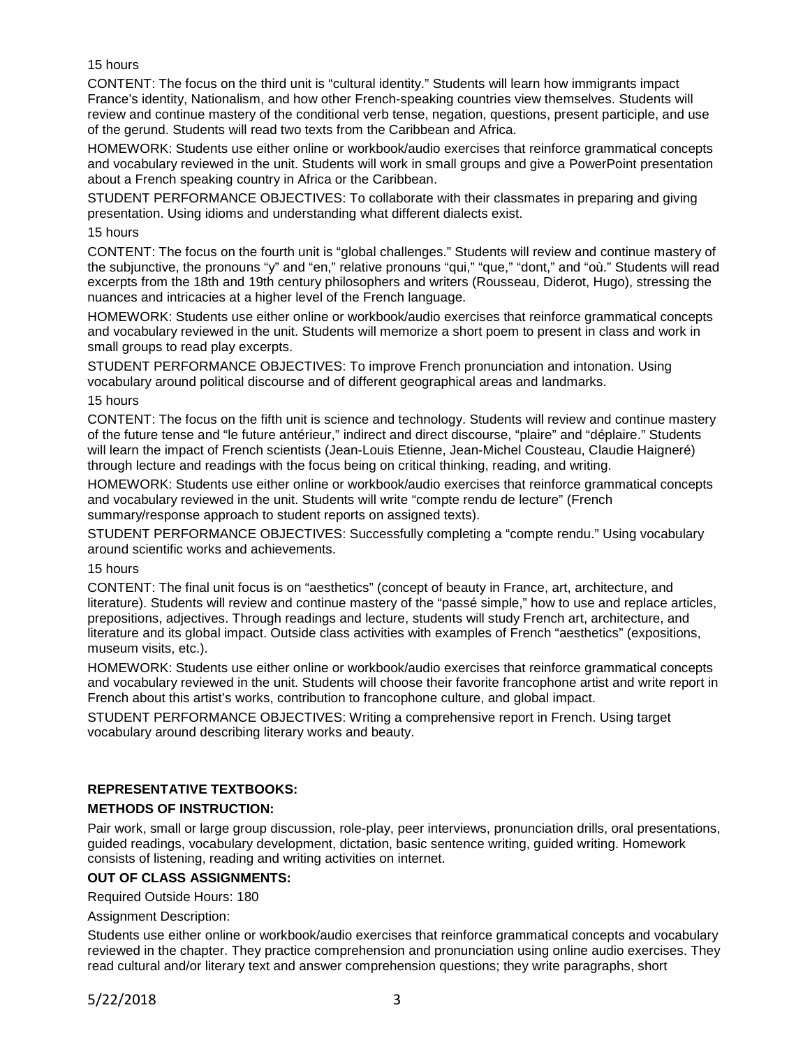15 hours

CONTENT: The focus on the third unit is "cultural identity." Students will learn how immigrants impact France's identity, Nationalism, and how other French-speaking countries view themselves. Students will review and continue mastery of the conditional verb tense, negation, questions, present participle, and use of the gerund. Students will read two texts from the Caribbean and Africa.

HOMEWORK: Students use either online or workbook/audio exercises that reinforce grammatical concepts and vocabulary reviewed in the unit. Students will work in small groups and give a PowerPoint presentation about a French speaking country in Africa or the Caribbean.

STUDENT PERFORMANCE OBJECTIVES: To collaborate with their classmates in preparing and giving presentation. Using idioms and understanding what different dialects exist.

15 hours

CONTENT: The focus on the fourth unit is "global challenges." Students will review and continue mastery of the subjunctive, the pronouns "y" and "en," relative pronouns "qui," "que," "dont," and "où." Students will read excerpts from the 18th and 19th century philosophers and writers (Rousseau, Diderot, Hugo), stressing the nuances and intricacies at a higher level of the French language.

HOMEWORK: Students use either online or workbook/audio exercises that reinforce grammatical concepts and vocabulary reviewed in the unit. Students will memorize a short poem to present in class and work in small groups to read play excerpts.

STUDENT PERFORMANCE OBJECTIVES: To improve French pronunciation and intonation. Using vocabulary around political discourse and of different geographical areas and landmarks.

15 hours

CONTENT: The focus on the fifth unit is science and technology. Students will review and continue mastery of the future tense and "le future antérieur," indirect and direct discourse, "plaire" and "déplaire." Students will learn the impact of French scientists (Jean-Louis Etienne, Jean-Michel Cousteau, Claudie Haigneré) through lecture and readings with the focus being on critical thinking, reading, and writing.

HOMEWORK: Students use either online or workbook/audio exercises that reinforce grammatical concepts and vocabulary reviewed in the unit. Students will write "compte rendu de lecture" (French summary/response approach to student reports on assigned texts).

STUDENT PERFORMANCE OBJECTIVES: Successfully completing a "compte rendu." Using vocabulary around scientific works and achievements.

15 hours

CONTENT: The final unit focus is on "aesthetics" (concept of beauty in France, art, architecture, and literature). Students will review and continue mastery of the "passé simple," how to use and replace articles, prepositions, adjectives. Through readings and lecture, students will study French art, architecture, and literature and its global impact. Outside class activities with examples of French "aesthetics" (expositions, museum visits, etc.).

HOMEWORK: Students use either online or workbook/audio exercises that reinforce grammatical concepts and vocabulary reviewed in the unit. Students will choose their favorite francophone artist and write report in French about this artist's works, contribution to francophone culture, and global impact.

STUDENT PERFORMANCE OBJECTIVES: Writing a comprehensive report in French. Using target vocabulary around describing literary works and beauty.

**REPRESENTATIVE TEXTBOOKS:**

**METHODS OF INSTRUCTION:**

Pair work, small or large group discussion, role-play, peer interviews, pronunciation drills, oral presentations, guided readings, vocabulary development, dictation, basic sentence writing, guided writing. Homework consists of listening, reading and writing activities on internet.

**OUT OF CLASS ASSIGNMENTS:**

Required Outside Hours: 180

Assignment Description:

Students use either online or workbook/audio exercises that reinforce grammatical concepts and vocabulary reviewed in the chapter. They practice comprehension and pronunciation using online audio exercises. They read cultural and/or literary text and answer comprehension questions; they write paragraphs, short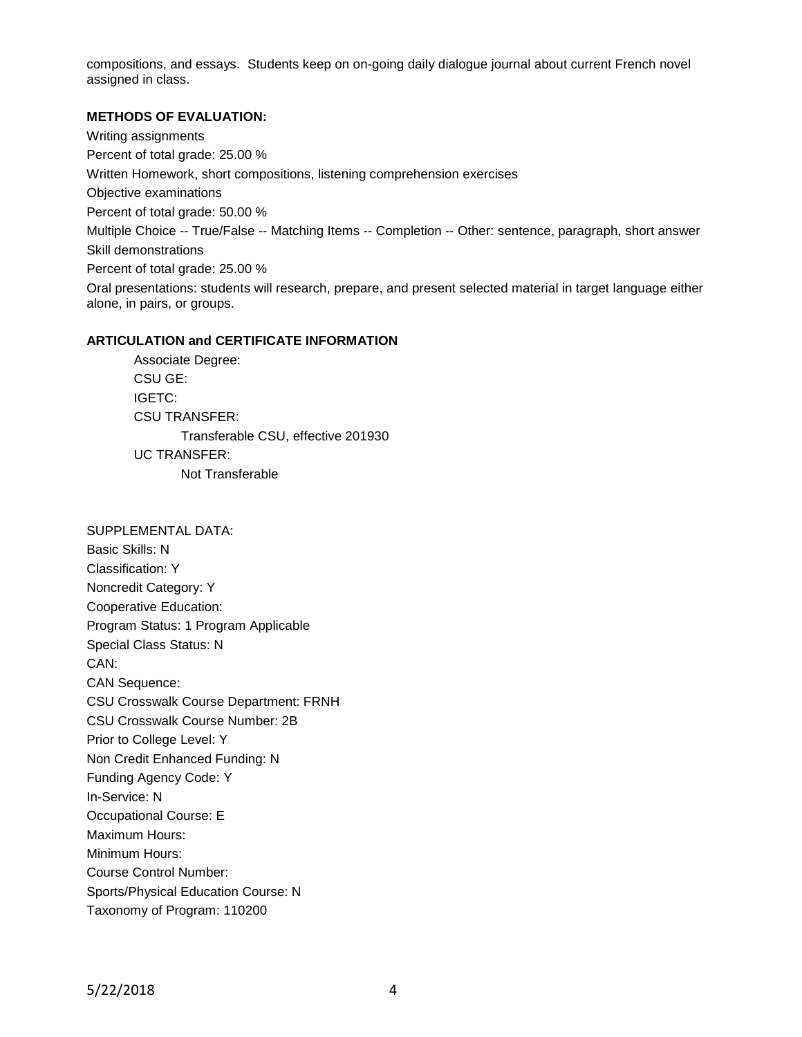compositions, and essays. Students keep on on-going daily dialogue journal about current French novel assigned in class.

**METHODS OF EVALUATION:**

Writing assignments

Percent of total grade: 25.00 %

Written Homework, short compositions, listening comprehension exercises

Objective examinations

Percent of total grade: 50.00 %

Multiple Choice -- True/False -- Matching Items -- Completion -- Other: sentence, paragraph, short answer

Skill demonstrations

Percent of total grade: 25.00 %

Oral presentations: students will research, prepare, and present selected material in target language either alone, in pairs, or groups.

**ARTICULATION and CERTIFICATE INFORMATION**

Associate Degree:
CSU GE:
IGETC:
CSU TRANSFER:
    Transferable CSU, effective 201930
UC TRANSFER:
    Not Transferable

SUPPLEMENTAL DATA:
Basic Skills: N
Classification: Y
Noncredit Category: Y
Cooperative Education:
Program Status: 1 Program Applicable
Special Class Status: N
CAN:
CAN Sequence:
CSU Crosswalk Course Department: FRNH
CSU Crosswalk Course Number: 2B
Prior to College Level: Y
Non Credit Enhanced Funding: N
Funding Agency Code: Y
In-Service: N
Occupational Course: E
Maximum Hours:
Minimum Hours:
Course Control Number:
Sports/Physical Education Course: N
Taxonomy of Program: 110200